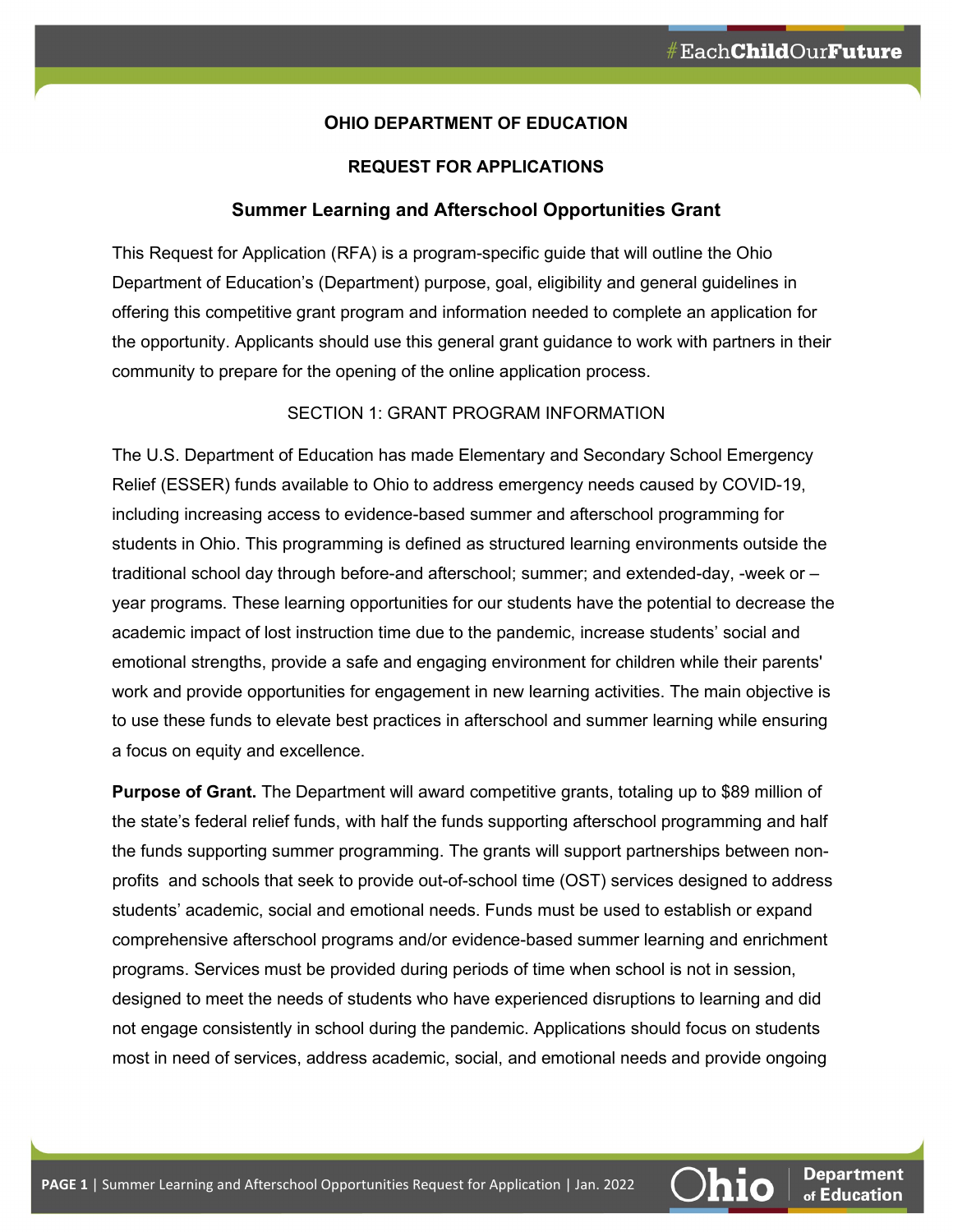**OHIO DEPARTMENT OF EDUCATION**

**REQUEST FOR APPLICATIONS**

## Summer Learning and Afterschool Opportunities Grant

This Request for Application (RFA) is a program-specific guide that will outline the Ohio Department of Education's (Department) purpose, goal, eligibility and general guidelines in offering this competitive grant program and information needed to complete an application for the opportunity. Applicants should use this general grant guidance to work with partners in their community to prepare for the opening of the online application process.

### SECTION 1: GRANT PROGRAM INFORMATION

The U.S. Department of Education has made Elementary and Secondary School Emergency Relief (ESSER) funds available to Ohio to address emergency needs caused by COVID-19, including increasing access to evidence-based summer and afterschool programming for students in Ohio. This programming is defined as structured learning environments outside the traditional school day through before-and afterschool; summer; and extended-day, -week or –year programs. These learning opportunities for our students have the potential to decrease the academic impact of lost instruction time due to the pandemic, increase students' social and emotional strengths, provide a safe and engaging environment for children while their parents' work and provide opportunities for engagement in new learning activities. The main objective is to use these funds to elevate best practices in afterschool and summer learning while ensuring a focus on equity and excellence.

**Purpose of Grant.** The Department will award competitive grants, totaling up to $89 million of the state's federal relief funds, with half the funds supporting afterschool programming and half the funds supporting summer programming. The grants will support partnerships between non-profits and schools that seek to provide out-of-school time (OST) services designed to address students' academic, social and emotional needs. Funds must be used to establish or expand comprehensive afterschool programs and/or evidence-based summer learning and enrichment programs. Services must be provided during periods of time when school is not in session, designed to meet the needs of students who have experienced disruptions to learning and did not engage consistently in school during the pandemic. Applications should focus on students most in need of services, address academic, social, and emotional needs and provide ongoing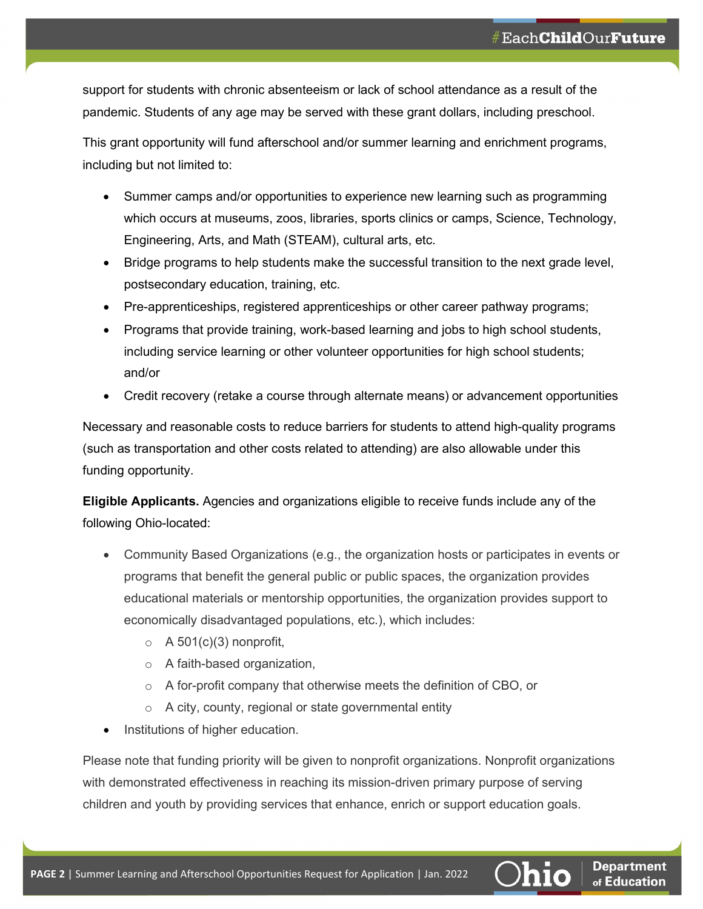support for students with chronic absenteeism or lack of school attendance as a result of the pandemic. Students of any age may be served with these grant dollars, including preschool.

This grant opportunity will fund afterschool and/or summer learning and enrichment programs, including but not limited to:

- Summer camps and/or opportunities to experience new learning such as programming which occurs at museums, zoos, libraries, sports clinics or camps, Science, Technology, Engineering, Arts, and Math (STEAM), cultural arts, etc.
- Bridge programs to help students make the successful transition to the next grade level, postsecondary education, training, etc.
- Pre-apprenticeships, registered apprenticeships or other career pathway programs;
- Programs that provide training, work-based learning and jobs to high school students, including service learning or other volunteer opportunities for high school students; and/or
- Credit recovery (retake a course through alternate means) or advancement opportunities

Necessary and reasonable costs to reduce barriers for students to attend high-quality programs (such as transportation and other costs related to attending) are also allowable under this funding opportunity.

**Eligible Applicants.** Agencies and organizations eligible to receive funds include any of the following Ohio-located:

- Community Based Organizations (e.g., the organization hosts or participates in events or programs that benefit the general public or public spaces, the organization provides educational materials or mentorship opportunities, the organization provides support to economically disadvantaged populations, etc.), which includes:
    - A 501(c)(3) nonprofit,
    - A faith-based organization,
    - A for-profit company that otherwise meets the definition of CBO, or
    - A city, county, regional or state governmental entity
- Institutions of higher education.

Please note that funding priority will be given to nonprofit organizations. Nonprofit organizations with demonstrated effectiveness in reaching its mission-driven primary purpose of serving children and youth by providing services that enhance, enrich or support education goals.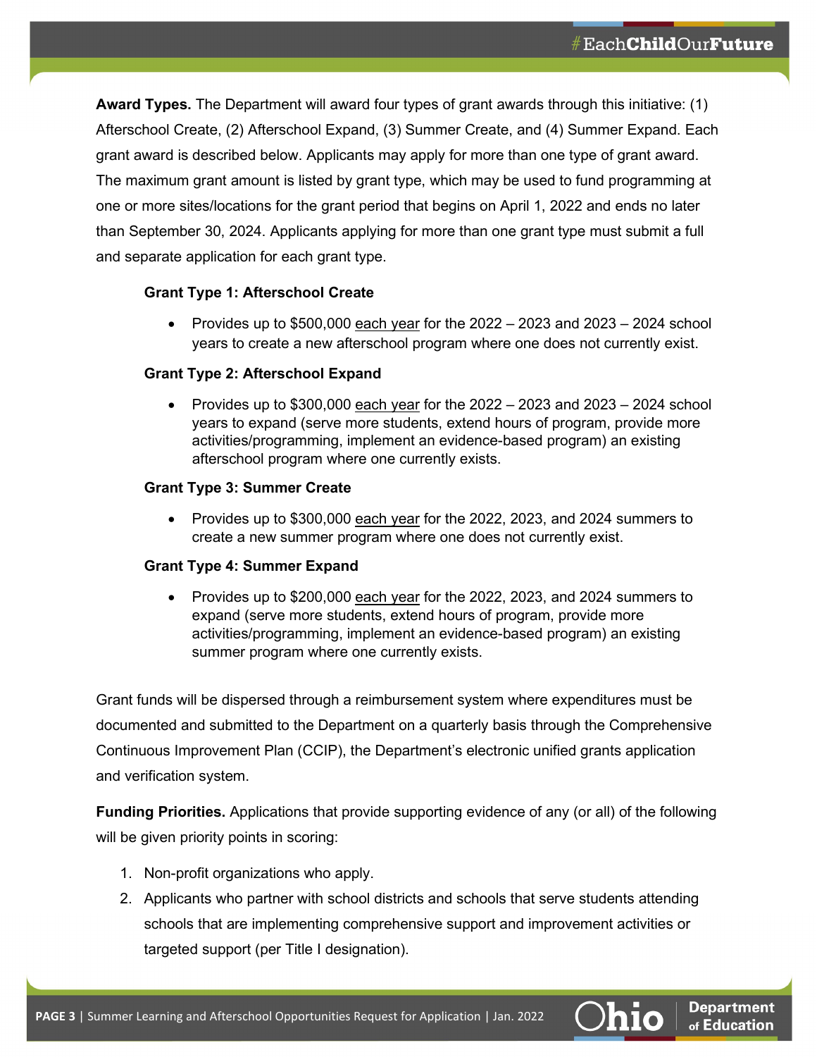**Award Types.** The Department will award four types of grant awards through this initiative: (1) Afterschool Create, (2) Afterschool Expand, (3) Summer Create, and (4) Summer Expand. Each grant award is described below. Applicants may apply for more than one type of grant award. The maximum grant amount is listed by grant type, which may be used to fund programming at one or more sites/locations for the grant period that begins on April 1, 2022 and ends no later than September 30, 2024. Applicants applying for more than one grant type must submit a full and separate application for each grant type.

**Grant Type 1: Afterschool Create**

- Provides up to $500,000 each year for the 2022 – 2023 and 2023 – 2024 school years to create a new afterschool program where one does not currently exist.

**Grant Type 2: Afterschool Expand**

- Provides up to $300,000 each year for the 2022 – 2023 and 2023 – 2024 school years to expand (serve more students, extend hours of program, provide more activities/programming, implement an evidence-based program) an existing afterschool program where one currently exists.

**Grant Type 3: Summer Create**

- Provides up to $300,000 each year for the 2022, 2023, and 2024 summers to create a new summer program where one does not currently exist.

**Grant Type 4: Summer Expand**

- Provides up to $200,000 each year for the 2022, 2023, and 2024 summers to expand (serve more students, extend hours of program, provide more activities/programming, implement an evidence-based program) an existing summer program where one currently exists.

Grant funds will be dispersed through a reimbursement system where expenditures must be documented and submitted to the Department on a quarterly basis through the Comprehensive Continuous Improvement Plan (CCIP), the Department's electronic unified grants application and verification system.

**Funding Priorities.** Applications that provide supporting evidence of any (or all) of the following will be given priority points in scoring:

1. Non-profit organizations who apply.
2. Applicants who partner with school districts and schools that serve students attending schools that are implementing comprehensive support and improvement activities or targeted support (per Title I designation).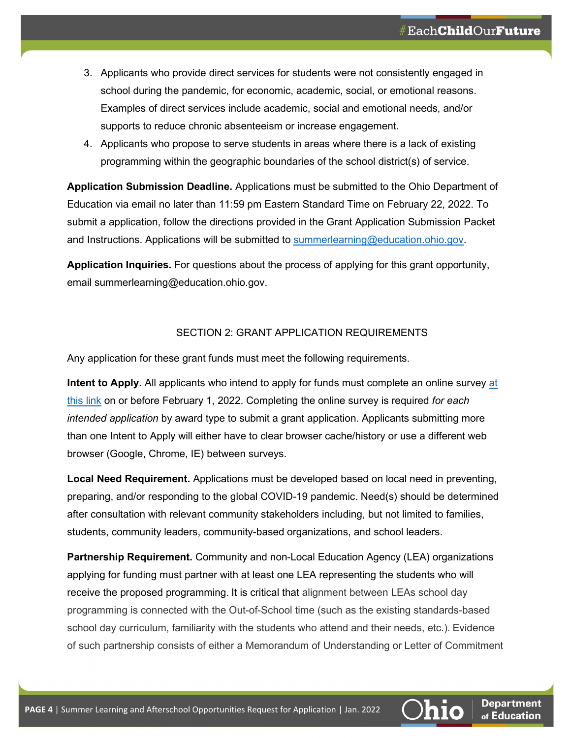3. Applicants who provide direct services for students were not consistently engaged in school during the pandemic, for economic, academic, social, or emotional reasons. Examples of direct services include academic, social and emotional needs, and/or supports to reduce chronic absenteeism or increase engagement.
4. Applicants who propose to serve students in areas where there is a lack of existing programming within the geographic boundaries of the school district(s) of service.

**Application Submission Deadline.** Applications must be submitted to the Ohio Department of Education via email no later than 11:59 pm Eastern Standard Time on February 22, 2022. To submit a application, follow the directions provided in the Grant Application Submission Packet and Instructions. Applications will be submitted to [summerlearning@education.ohio.gov](mailto:summerlearning@education.ohio.gov).

**Application Inquiries.** For questions about the process of applying for this grant opportunity, email summerlearning@education.ohio.gov.

## SECTION 2: GRANT APPLICATION REQUIREMENTS

Any application for these grant funds must meet the following requirements.

**Intent to Apply.** All applicants who intend to apply for funds must complete an online survey [at this link]() on or before February 1, 2022. Completing the online survey is required *for each intended application* by award type to submit a grant application. Applicants submitting more than one Intent to Apply will either have to clear browser cache/history or use a different web browser (Google, Chrome, IE) between surveys.

**Local Need Requirement.** Applications must be developed based on local need in preventing, preparing, and/or responding to the global COVID-19 pandemic. Need(s) should be determined after consultation with relevant community stakeholders including, but not limited to families, students, community leaders, community-based organizations, and school leaders.

**Partnership Requirement.** Community and non-Local Education Agency (LEA) organizations applying for funding must partner with at least one LEA representing the students who will receive the proposed programming. It is critical that alignment between LEAs school day programming is connected with the Out-of-School time (such as the existing standards-based school day curriculum, familiarity with the students who attend and their needs, etc.). Evidence of such partnership consists of either a Memorandum of Understanding or Letter of Commitment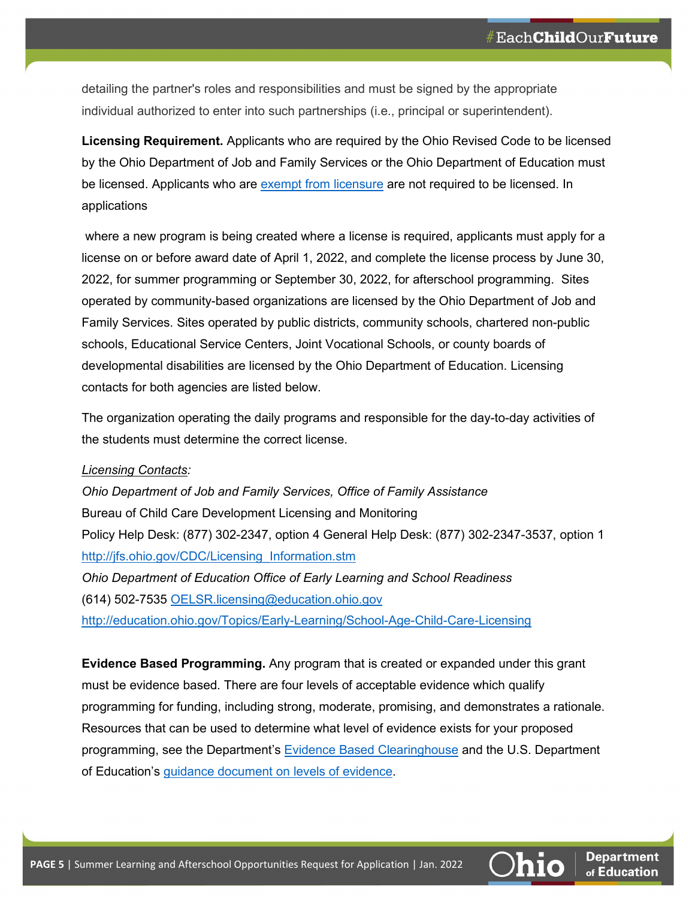detailing the partner's roles and responsibilities and must be signed by the appropriate individual authorized to enter into such partnerships (i.e., principal or superintendent).

**Licensing Requirement.** Applicants who are required by the Ohio Revised Code to be licensed by the Ohio Department of Job and Family Services or the Ohio Department of Education must be licensed. Applicants who are [exempt from licensure]() are not required to be licensed. In applications

where a new program is being created where a license is required, applicants must apply for a license on or before award date of April 1, 2022, and complete the license process by June 30, 2022, for summer programming or September 30, 2022, for afterschool programming. Sites operated by community-based organizations are licensed by the Ohio Department of Job and Family Services. Sites operated by public districts, community schools, chartered non-public schools, Educational Service Centers, Joint Vocational Schools, or county boards of developmental disabilities are licensed by the Ohio Department of Education. Licensing contacts for both agencies are listed below.

The organization operating the daily programs and responsible for the day-to-day activities of the students must determine the correct license.

*Licensing Contacts:*
*Ohio Department of Job and Family Services, Office of Family Assistance*
Bureau of Child Care Development Licensing and Monitoring
Policy Help Desk: (877) 302-2347, option 4 General Help Desk: (877) 302-2347-3537, option 1
http://jfs.ohio.gov/CDC/Licensing_Information.stm
*Ohio Department of Education Office of Early Learning and School Readiness*
(614) 502-7535 OELSR.licensing@education.ohio.gov
http://education.ohio.gov/Topics/Early-Learning/School-Age-Child-Care-Licensing

**Evidence Based Programming.** Any program that is created or expanded under this grant must be evidence based. There are four levels of acceptable evidence which qualify programming for funding, including strong, moderate, promising, and demonstrates a rationale. Resources that can be used to determine what level of evidence exists for your proposed programming, see the Department's [Evidence Based Clearinghouse]() and the U.S. Department of Education's [guidance document on levels of evidence]().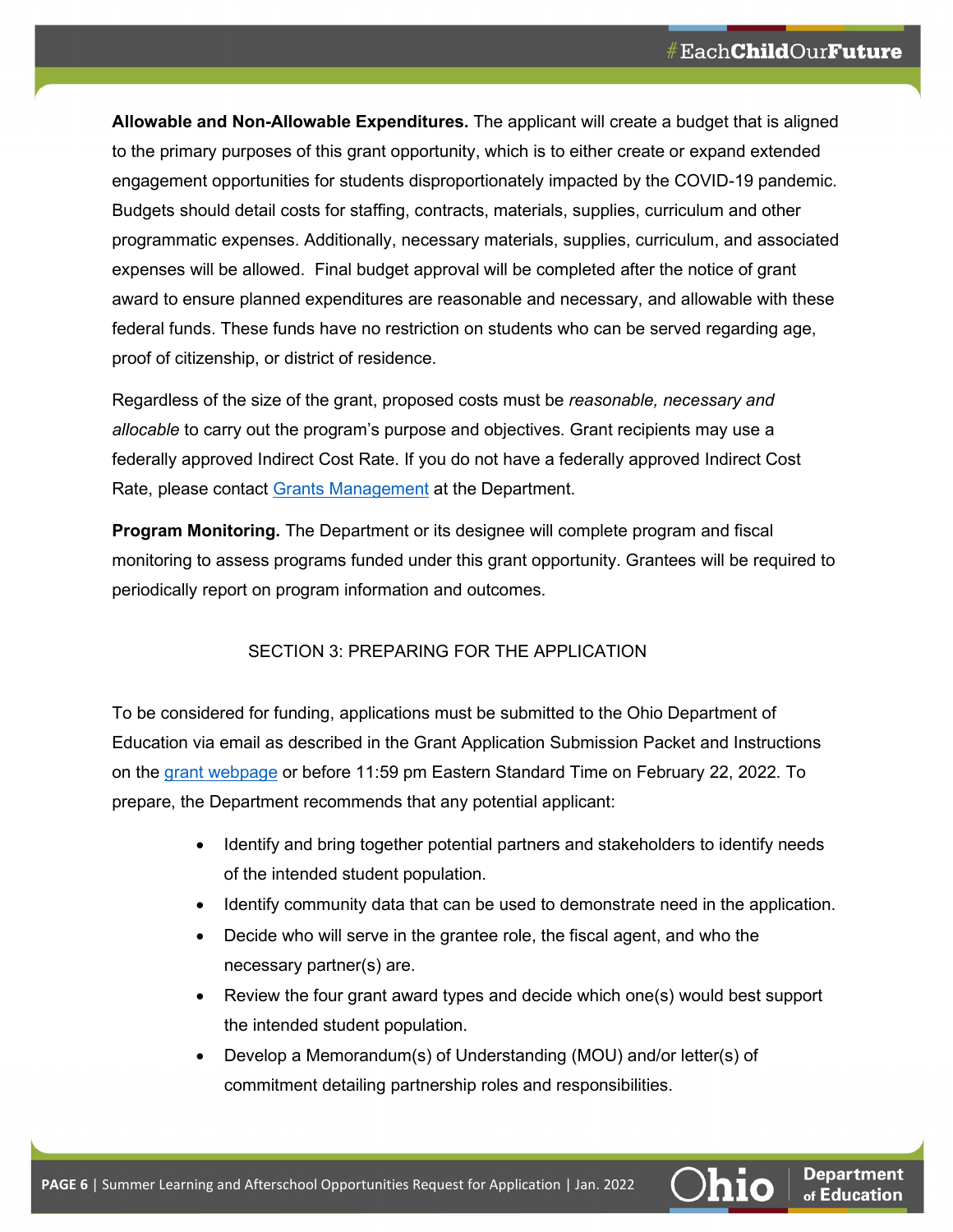**Allowable and Non-Allowable Expenditures.** The applicant will create a budget that is aligned to the primary purposes of this grant opportunity, which is to either create or expand extended engagement opportunities for students disproportionately impacted by the COVID-19 pandemic. Budgets should detail costs for staffing, contracts, materials, supplies, curriculum and other programmatic expenses. Additionally, necessary materials, supplies, curriculum, and associated expenses will be allowed. Final budget approval will be completed after the notice of grant award to ensure planned expenditures are reasonable and necessary, and allowable with these federal funds. These funds have no restriction on students who can be served regarding age, proof of citizenship, or district of residence.

Regardless of the size of the grant, proposed costs must be *reasonable, necessary and allocable* to carry out the program's purpose and objectives. Grant recipients may use a federally approved Indirect Cost Rate. If you do not have a federally approved Indirect Cost Rate, please contact Grants Management at the Department.

**Program Monitoring.** The Department or its designee will complete program and fiscal monitoring to assess programs funded under this grant opportunity. Grantees will be required to periodically report on program information and outcomes.

## SECTION 3: PREPARING FOR THE APPLICATION

To be considered for funding, applications must be submitted to the Ohio Department of Education via email as described in the Grant Application Submission Packet and Instructions on the grant webpage or before 11:59 pm Eastern Standard Time on February 22, 2022. To prepare, the Department recommends that any potential applicant:

- Identify and bring together potential partners and stakeholders to identify needs of the intended student population.
- Identify community data that can be used to demonstrate need in the application.
- Decide who will serve in the grantee role, the fiscal agent, and who the necessary partner(s) are.
- Review the four grant award types and decide which one(s) would best support the intended student population.
- Develop a Memorandum(s) of Understanding (MOU) and/or letter(s) of commitment detailing partnership roles and responsibilities.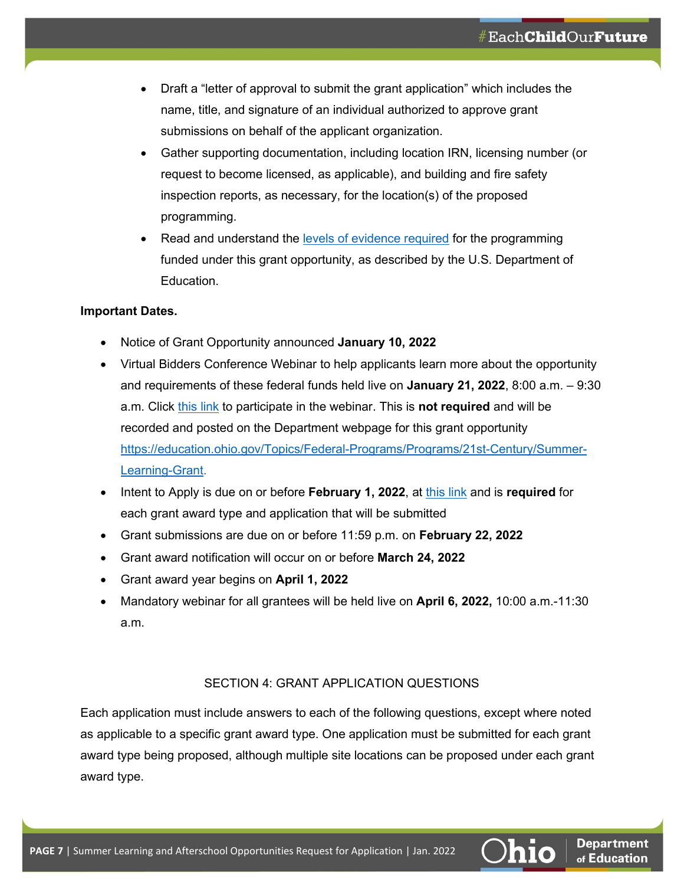- Draft a "letter of approval to submit the grant application" which includes the name, title, and signature of an individual authorized to approve grant submissions on behalf of the applicant organization.
- Gather supporting documentation, including location IRN, licensing number (or request to become licensed, as applicable), and building and fire safety inspection reports, as necessary, for the location(s) of the proposed programming.
- Read and understand the levels of evidence required for the programming funded under this grant opportunity, as described by the U.S. Department of Education.

**Important Dates.**

- Notice of Grant Opportunity announced **January 10, 2022**
- Virtual Bidders Conference Webinar to help applicants learn more about the opportunity and requirements of these federal funds held live on **January 21, 2022**, 8:00 a.m. – 9:30 a.m. Click this link to participate in the webinar. This is **not required** and will be recorded and posted on the Department webpage for this grant opportunity https://education.ohio.gov/Topics/Federal-Programs/Programs/21st-Century/Summer-Learning-Grant.
- Intent to Apply is due on or before **February 1, 2022**, at this link and is **required** for each grant award type and application that will be submitted
- Grant submissions are due on or before 11:59 p.m. on **February 22, 2022**
- Grant award notification will occur on or before **March 24, 2022**
- Grant award year begins on **April 1, 2022**
- Mandatory webinar for all grantees will be held live on **April 6, 2022,** 10:00 a.m.-11:30 a.m.

## SECTION 4: GRANT APPLICATION QUESTIONS

Each application must include answers to each of the following questions, except where noted as applicable to a specific grant award type. One application must be submitted for each grant award type being proposed, although multiple site locations can be proposed under each grant award type.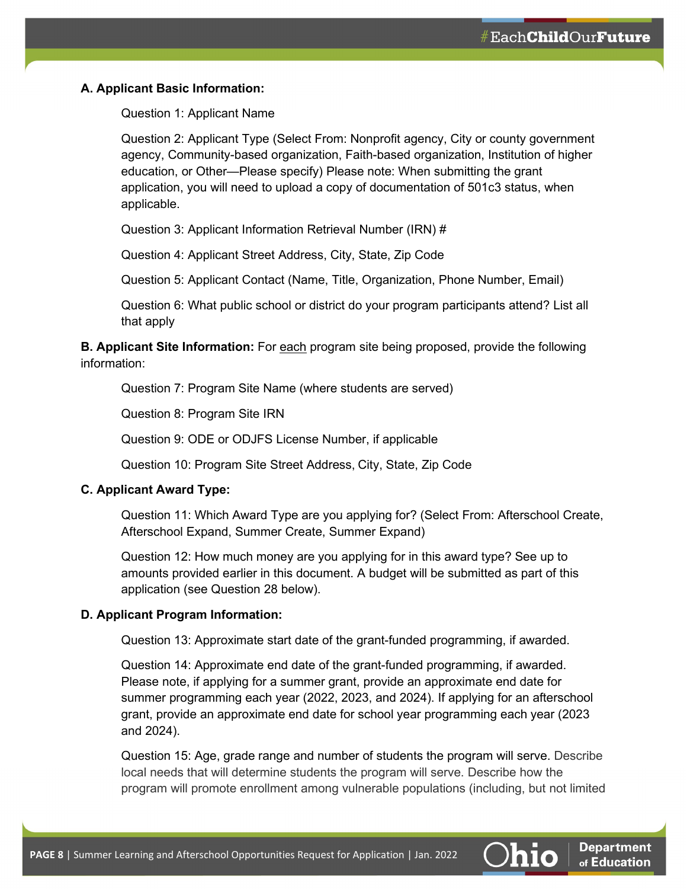**A. Applicant Basic Information:**

Question 1: Applicant Name

Question 2: Applicant Type (Select From: Nonprofit agency, City or county government agency, Community-based organization, Faith-based organization, Institution of higher education, or Other—Please specify) Please note: When submitting the grant application, you will need to upload a copy of documentation of 501c3 status, when applicable.

Question 3: Applicant Information Retrieval Number (IRN) #

Question 4: Applicant Street Address, City, State, Zip Code

Question 5: Applicant Contact (Name, Title, Organization, Phone Number, Email)

Question 6: What public school or district do your program participants attend? List all that apply

**B. Applicant Site Information:** For each program site being proposed, provide the following information:

Question 7: Program Site Name (where students are served)

Question 8: Program Site IRN

Question 9: ODE or ODJFS License Number, if applicable

Question 10: Program Site Street Address, City, State, Zip Code

**C. Applicant Award Type:**

Question 11: Which Award Type are you applying for? (Select From: Afterschool Create, Afterschool Expand, Summer Create, Summer Expand)

Question 12: How much money are you applying for in this award type? See up to amounts provided earlier in this document. A budget will be submitted as part of this application (see Question 28 below).

**D. Applicant Program Information:**

Question 13: Approximate start date of the grant-funded programming, if awarded.

Question 14: Approximate end date of the grant-funded programming, if awarded. Please note, if applying for a summer grant, provide an approximate end date for summer programming each year (2022, 2023, and 2024). If applying for an afterschool grant, provide an approximate end date for school year programming each year (2023 and 2024).

Question 15: Age, grade range and number of students the program will serve. Describe local needs that will determine students the program will serve. Describe how the program will promote enrollment among vulnerable populations (including, but not limited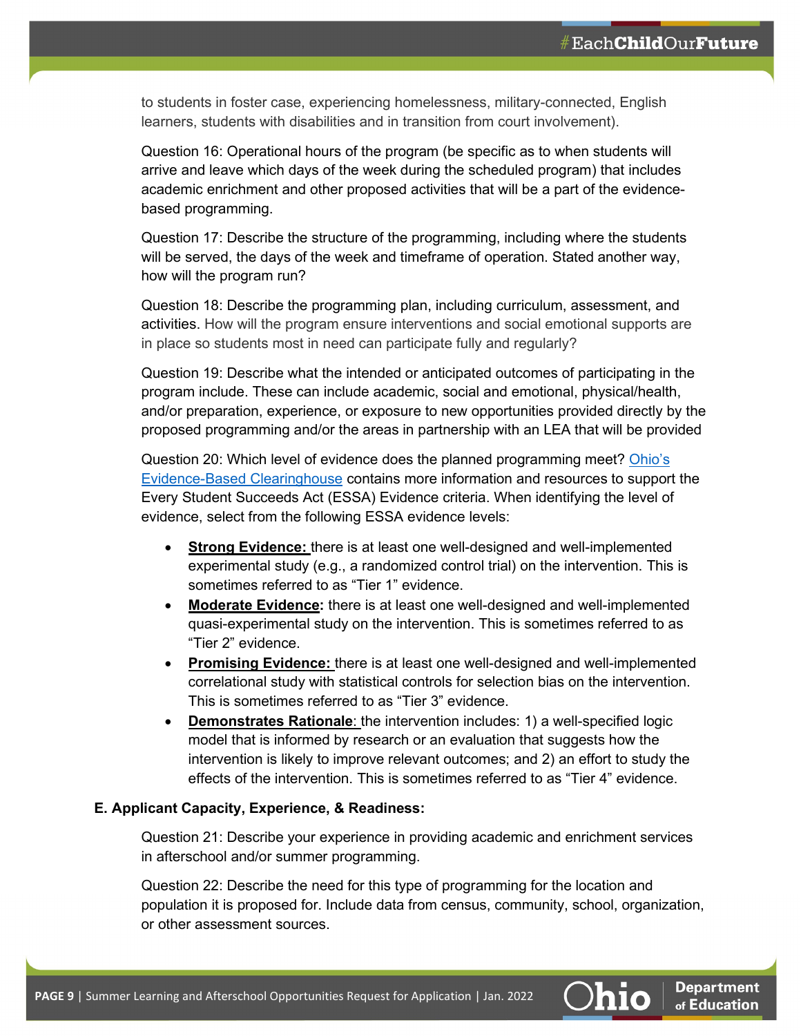to students in foster case, experiencing homelessness, military-connected, English learners, students with disabilities and in transition from court involvement).

Question 16: Operational hours of the program (be specific as to when students will arrive and leave which days of the week during the scheduled program) that includes academic enrichment and other proposed activities that will be a part of the evidence-based programming.

Question 17: Describe the structure of the programming, including where the students will be served, the days of the week and timeframe of operation. Stated another way, how will the program run?

Question 18: Describe the programming plan, including curriculum, assessment, and activities. How will the program ensure interventions and social emotional supports are in place so students most in need can participate fully and regularly?

Question 19: Describe what the intended or anticipated outcomes of participating in the program include. These can include academic, social and emotional, physical/health, and/or preparation, experience, or exposure to new opportunities provided directly by the proposed programming and/or the areas in partnership with an LEA that will be provided

Question 20: Which level of evidence does the planned programming meet? [Ohio's Evidence-Based Clearinghouse]() contains more information and resources to support the Every Student Succeeds Act (ESSA) Evidence criteria. When identifying the level of evidence, select from the following ESSA evidence levels:

- **Strong Evidence:** there is at least one well-designed and well-implemented experimental study (e.g., a randomized control trial) on the intervention. This is sometimes referred to as "Tier 1" evidence.
- **Moderate Evidence:** there is at least one well-designed and well-implemented quasi-experimental study on the intervention. This is sometimes referred to as "Tier 2" evidence.
- **Promising Evidence:** there is at least one well-designed and well-implemented correlational study with statistical controls for selection bias on the intervention. This is sometimes referred to as "Tier 3" evidence.
- **Demonstrates Rationale**: the intervention includes: 1) a well-specified logic model that is informed by research or an evaluation that suggests how the intervention is likely to improve relevant outcomes; and 2) an effort to study the effects of the intervention. This is sometimes referred to as "Tier 4" evidence.

**E. Applicant Capacity, Experience, & Readiness:**

Question 21: Describe your experience in providing academic and enrichment services in afterschool and/or summer programming.

Question 22: Describe the need for this type of programming for the location and population it is proposed for. Include data from census, community, school, organization, or other assessment sources.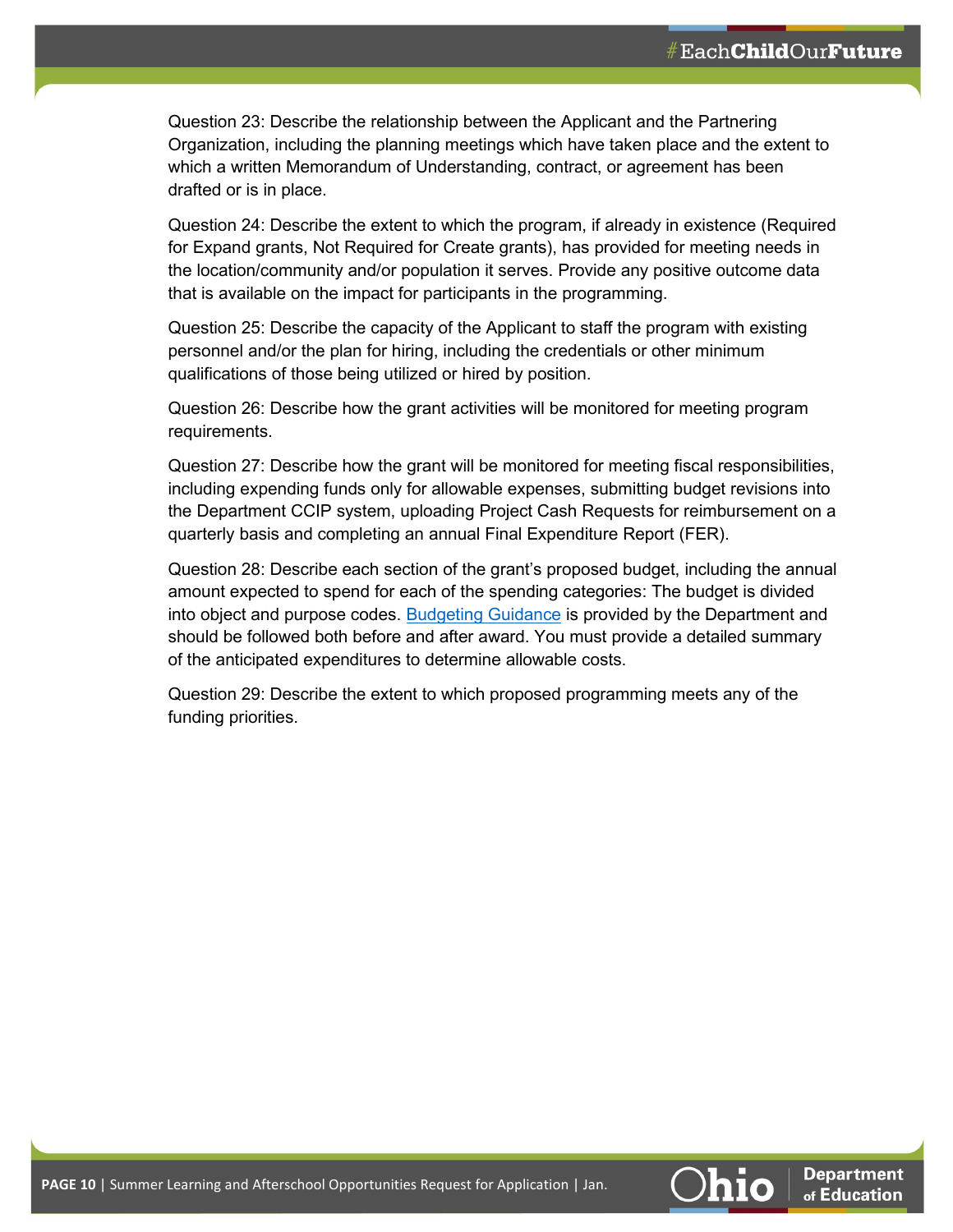Question 23: Describe the relationship between the Applicant and the Partnering Organization, including the planning meetings which have taken place and the extent to which a written Memorandum of Understanding, contract, or agreement has been drafted or is in place.

Question 24: Describe the extent to which the program, if already in existence (Required for Expand grants, Not Required for Create grants), has provided for meeting needs in the location/community and/or population it serves. Provide any positive outcome data that is available on the impact for participants in the programming.

Question 25: Describe the capacity of the Applicant to staff the program with existing personnel and/or the plan for hiring, including the credentials or other minimum qualifications of those being utilized or hired by position.

Question 26: Describe how the grant activities will be monitored for meeting program requirements.

Question 27: Describe how the grant will be monitored for meeting fiscal responsibilities, including expending funds only for allowable expenses, submitting budget revisions into the Department CCIP system, uploading Project Cash Requests for reimbursement on a quarterly basis and completing an annual Final Expenditure Report (FER).

Question 28: Describe each section of the grant's proposed budget, including the annual amount expected to spend for each of the spending categories: The budget is divided into object and purpose codes. Budgeting Guidance is provided by the Department and should be followed both before and after award. You must provide a detailed summary of the anticipated expenditures to determine allowable costs.

Question 29: Describe the extent to which proposed programming meets any of the funding priorities.